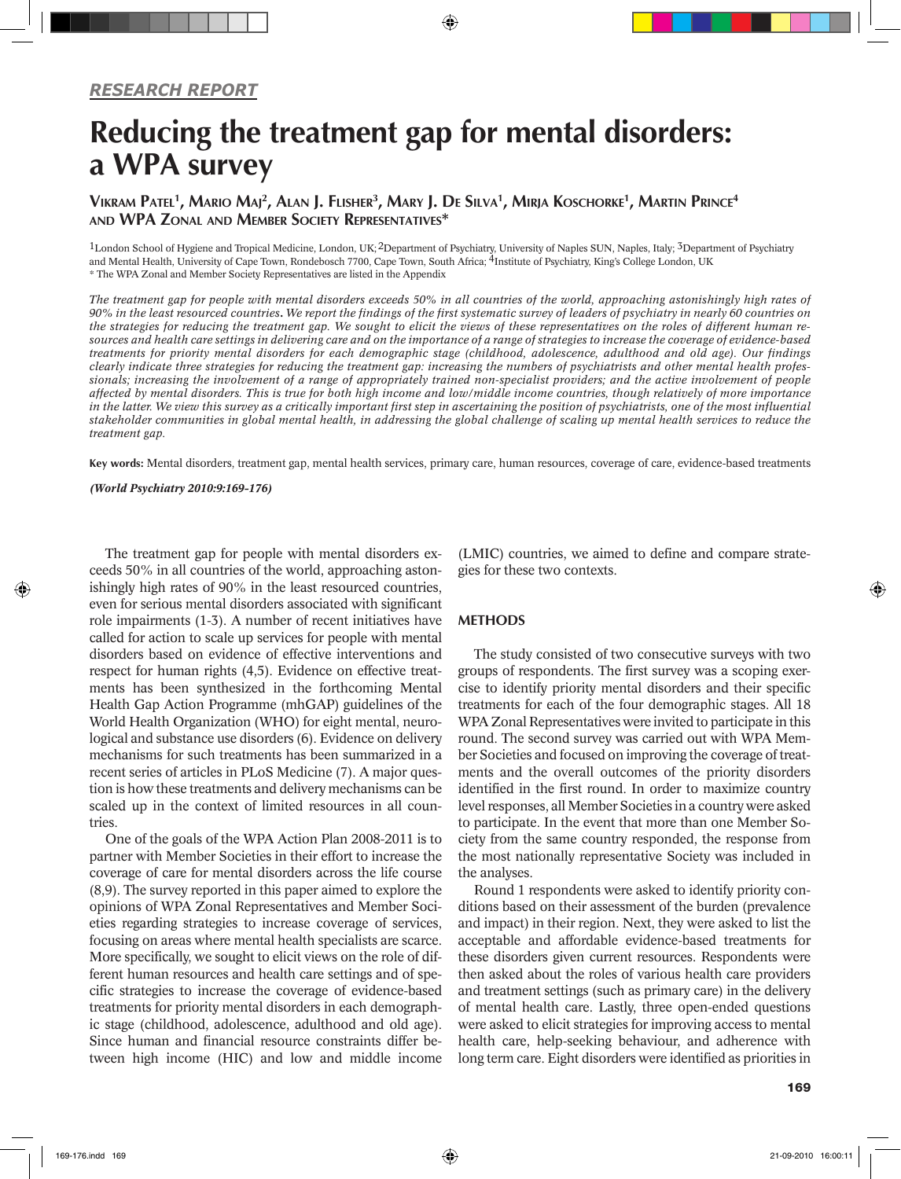*RESEARCH REPORT*

# Reducing the treatment gap for mental disorders: a WPA survey

**Vikram Patel[1], Mario Maj[2], Alan J. Flisher[3], Mary J. De Silva[1], Mirja Koschorke[1], Martin Prince[4] and WPA Zonal and Member Society Representatives***

[1]London School of Hygiene and Tropical Medicine, London, UK; [2]Department of Psychiatry, University of Naples SUN, Naples, Italy; [3]Department of Psychiatry and Mental Health, University of Cape Town, Rondebosch 7700, Cape Town, South Africa; [4]Institute of Psychiatry, King's College London, UK
* The WPA Zonal and Member Society Representatives are listed in the Appendix

*The treatment gap for people with mental disorders exceeds 50% in all countries of the world, approaching astonishingly high rates of 90% in the least resourced countries. We report the findings of the first systematic survey of leaders of psychiatry in nearly 60 countries on the strategies for reducing the treatment gap. We sought to elicit the views of these representatives on the roles of different human resources and health care settings in delivering care and on the importance of a range of strategies to increase the coverage of evidence-based treatments for priority mental disorders for each demographic stage (childhood, adolescence, adulthood and old age). Our findings clearly indicate three strategies for reducing the treatment gap: increasing the numbers of psychiatrists and other mental health professionals; increasing the involvement of a range of appropriately trained non-specialist providers; and the active involvement of people affected by mental disorders. This is true for both high income and low/middle income countries, though relatively of more importance in the latter. We view this survey as a critically important first step in ascertaining the position of psychiatrists, one of the most influential stakeholder communities in global mental health, in addressing the global challenge of scaling up mental health services to reduce the treatment gap.*

**Key words:** Mental disorders, treatment gap, mental health services, primary care, human resources, coverage of care, evidence-based treatments

***(World Psychiatry 2010:9:169-176)***

The treatment gap for people with mental disorders exceeds 50% in all countries of the world, approaching astonishingly high rates of 90% in the least resourced countries, even for serious mental disorders associated with significant role impairments (1-3). A number of recent initiatives have called for action to scale up services for people with mental disorders based on evidence of effective interventions and respect for human rights (4,5). Evidence on effective treatments has been synthesized in the forthcoming Mental Health Gap Action Programme (mhGAP) guidelines of the World Health Organization (WHO) for eight mental, neurological and substance use disorders (6). Evidence on delivery mechanisms for such treatments has been summarized in a recent series of articles in PLoS Medicine (7). A major question is how these treatments and delivery mechanisms can be scaled up in the context of limited resources in all countries.

One of the goals of the WPA Action Plan 2008-2011 is to partner with Member Societies in their effort to increase the coverage of care for mental disorders across the life course (8,9). The survey reported in this paper aimed to explore the opinions of WPA Zonal Representatives and Member Societies regarding strategies to increase coverage of services, focusing on areas where mental health specialists are scarce. More specifically, we sought to elicit views on the role of different human resources and health care settings and of specific strategies to increase the coverage of evidence-based treatments for priority mental disorders in each demographic stage (childhood, adolescence, adulthood and old age). Since human and financial resource constraints differ between high income (HIC) and low and middle income (LMIC) countries, we aimed to define and compare strategies for these two contexts.

## METHODS

The study consisted of two consecutive surveys with two groups of respondents. The first survey was a scoping exercise to identify priority mental disorders and their specific treatments for each of the four demographic stages. All 18 WPA Zonal Representatives were invited to participate in this round. The second survey was carried out with WPA Member Societies and focused on improving the coverage of treatments and the overall outcomes of the priority disorders identified in the first round. In order to maximize country level responses, all Member Societies in a country were asked to participate. In the event that more than one Member Society from the same country responded, the response from the most nationally representative Society was included in the analyses.

Round 1 respondents were asked to identify priority conditions based on their assessment of the burden (prevalence and impact) in their region. Next, they were asked to list the acceptable and affordable evidence-based treatments for these disorders given current resources. Respondents were then asked about the roles of various health care providers and treatment settings (such as primary care) in the delivery of mental health care. Lastly, three open-ended questions were asked to elicit strategies for improving access to mental health care, help-seeking behaviour, and adherence with long term care. Eight disorders were identified as priorities in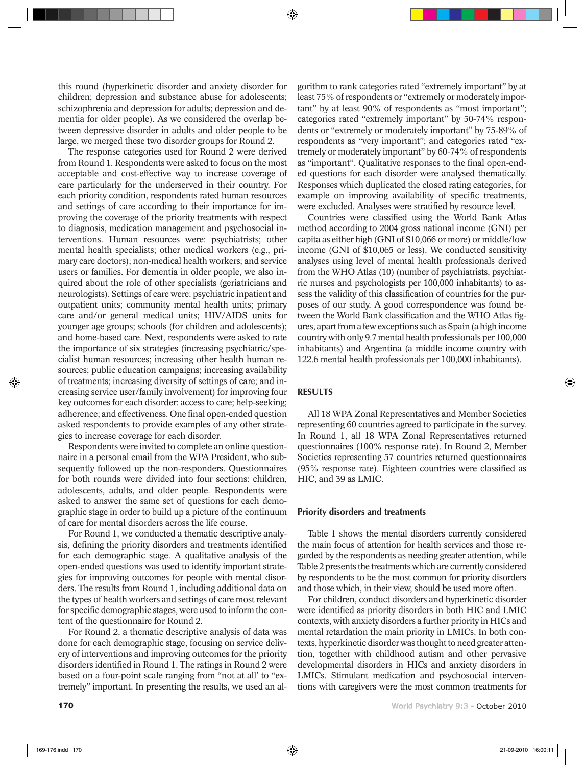this round (hyperkinetic disorder and anxiety disorder for children; depression and substance abuse for adolescents; schizophrenia and depression for adults; depression and dementia for older people). As we considered the overlap between depressive disorder in adults and older people to be large, we merged these two disorder groups for Round 2.

The response categories used for Round 2 were derived from Round 1. Respondents were asked to focus on the most acceptable and cost-effective way to increase coverage of care particularly for the underserved in their country. For each priority condition, respondents rated human resources and settings of care according to their importance for improving the coverage of the priority treatments with respect to diagnosis, medication management and psychosocial interventions. Human resources were: psychiatrists; other mental health specialists; other medical workers (e.g., primary care doctors); non-medical health workers; and service users or families. For dementia in older people, we also inquired about the role of other specialists (geriatricians and neurologists). Settings of care were: psychiatric inpatient and outpatient units; community mental health units; primary care and/or general medical units; HIV/AIDS units for younger age groups; schools (for children and adolescents); and home-based care. Next, respondents were asked to rate the importance of six strategies (increasing psychiatric/specialist human resources; increasing other health human resources; public education campaigns; increasing availability of treatments; increasing diversity of settings of care; and increasing service user/family involvement) for improving four key outcomes for each disorder: access to care; help-seeking; adherence; and effectiveness. One final open-ended question asked respondents to provide examples of any other strategies to increase coverage for each disorder.

Respondents were invited to complete an online questionnaire in a personal email from the WPA President, who subsequently followed up the non-responders. Questionnaires for both rounds were divided into four sections: children, adolescents, adults, and older people. Respondents were asked to answer the same set of questions for each demographic stage in order to build up a picture of the continuum of care for mental disorders across the life course.

For Round 1, we conducted a thematic descriptive analysis, defining the priority disorders and treatments identified for each demographic stage. A qualitative analysis of the open-ended questions was used to identify important strategies for improving outcomes for people with mental disorders. The results from Round 1, including additional data on the types of health workers and settings of care most relevant for specific demographic stages, were used to inform the content of the questionnaire for Round 2.

For Round 2, a thematic descriptive analysis of data was done for each demographic stage, focusing on service delivery of interventions and improving outcomes for the priority disorders identified in Round 1. The ratings in Round 2 were based on a four-point scale ranging from "not at all" to "extremely" important. In presenting the results, we used an algorithm to rank categories rated "extremely important" by at least 75% of respondents or "extremely or moderately important" by at least 90% of respondents as "most important"; categories rated "extremely important" by 50-74% respondents or "extremely or moderately important" by 75-89% of respondents as "very important"; and categories rated "extremely or moderately important" by 60-74% of respondents as "important". Qualitative responses to the final open-ended questions for each disorder were analysed thematically. Responses which duplicated the closed rating categories, for example on improving availability of specific treatments, were excluded. Analyses were stratified by resource level.

Countries were classified using the World Bank Atlas method according to 2004 gross national income (GNI) per capita as either high (GNI of $10,066 or more) or middle/low income (GNI of $10,065 or less). We conducted sensitivity analyses using level of mental health professionals derived from the WHO Atlas (10) (number of psychiatrists, psychiatric nurses and psychologists per 100,000 inhabitants) to assess the validity of this classification of countries for the purposes of our study. A good correspondence was found between the World Bank classification and the WHO Atlas figures, apart from a few exceptions such as Spain (a high income country with only 9.7 mental health professionals per 100,000 inhabitants) and Argentina (a middle income country with 122.6 mental health professionals per 100,000 inhabitants).

## RESULTS

All 18 WPA Zonal Representatives and Member Societies representing 60 countries agreed to participate in the survey. In Round 1, all 18 WPA Zonal Representatives returned questionnaires (100% response rate). In Round 2, Member Societies representing 57 countries returned questionnaires (95% response rate). Eighteen countries were classified as HIC, and 39 as LMIC.

### Priority disorders and treatments

Table 1 shows the mental disorders currently considered the main focus of attention for health services and those regarded by the respondents as needing greater attention, while Table 2 presents the treatments which are currently considered by respondents to be the most common for priority disorders and those which, in their view, should be used more often.

For children, conduct disorders and hyperkinetic disorder were identified as priority disorders in both HIC and LMIC contexts, with anxiety disorders a further priority in HICs and mental retardation the main priority in LMICs. In both contexts, hyperkinetic disorder was thought to need greater attention, together with childhood autism and other pervasive developmental disorders in HICs and anxiety disorders in LMICs. Stimulant medication and psychosocial interventions with caregivers were the most common treatments for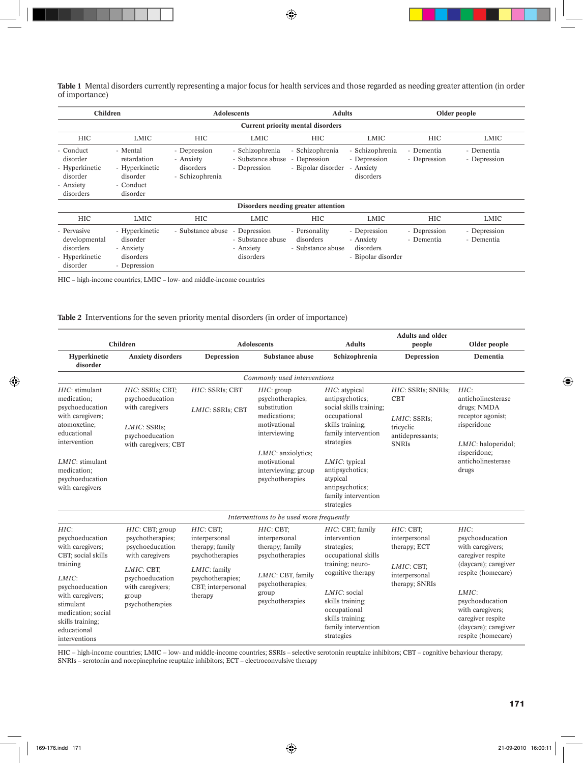**Table 1** Mental disorders currently representing a major focus for health services and those regarded as needing greater attention (in order of importance)

| Children | | Adolescents | | Adults | | Older people | |
|---|---|---|---|---|---|---|---|
| **Current priority mental disorders** | | | | | | | |
| HIC | LMIC | HIC | LMIC | HIC | LMIC | HIC | LMIC |
| - Conduct disorder<br>- Hyperkinetic disorder<br>- Anxiety disorders | - Mental retardation<br>- Hyperkinetic disorder<br>- Conduct disorder | - Depression<br>- Anxiety disorders<br>- Schizophrenia | - Schizophrenia<br>- Substance abuse<br>- Depression | - Schizophrenia<br>- Depression<br>- Bipolar disorder | - Schizophrenia<br>- Depression<br>- Anxiety disorders | - Dementia<br>- Depression | - Dementia<br>- Depression |
| **Disorders needing greater attention** | | | | | | | |
| HIC | LMIC | HIC | LMIC | HIC | LMIC | HIC | LMIC |
| - Pervasive developmental disorders<br>- Hyperkinetic disorder | - Hyperkinetic disorder<br>- Anxiety disorders<br>- Depression | - Substance abuse | - Depression<br>- Substance abuse<br>- Anxiety disorders | - Personality disorders<br>- Substance abuse | - Depression<br>- Anxiety disorders<br>- Bipolar disorder | - Depression<br>- Dementia | - Depression<br>- Dementia |

HIC – high-income countries; LMIC – low- and middle-income countries

**Table 2** Interventions for the seven priority mental disorders (in order of importance)

| Children | | Adolescents | | Adults | Adults and older people | Older people |
|---|---|---|---|---|---|---|
| **Hyperkinetic disorder** | **Anxiety disorders** | **Depression** | **Substance abuse** | **Schizophrenia** | **Depression** | **Dementia** |
| *Commonly used interventions* | | | | | | |
| *HIC*: stimulant medication; psychoeducation with caregivers; atomoxetine; educational intervention<br><br>*LMIC*: stimulant medication; psychoeducation with caregivers | *HIC*: SSRIs; CBT; psychoeducation with caregivers<br><br>*LMIC*: SSRIs; psychoeducation with caregivers; CBT | *HIC*: SSRIs; CBT<br><br>*LMIC*: SSRIs; CBT | *HIC*: group psychotherapies; substitution medications; motivational interviewing<br><br>*LMIC*: anxiolytics; motivational interviewing; group psychotherapies | *HIC*: atypical antipsychotics; social skills training; occupational skills training; family intervention strategies<br><br>*LMIC*: typical antipsychotics; atypical antipsychotics; family intervention strategies | *HIC*: SSRIs; SNRIs; CBT<br><br>*LMIC*: SSRIs; tricyclic antidepressants; SNRIs | *HIC*: anticholinesterase drugs; NMDA receptor agonist; risperidone<br><br>*LMIC*: haloperidol; risperidone; anticholinesterase drugs |
| *Interventions to be used more frequently* | | | | | | |
| *HIC*: psychoeducation with caregivers; CBT; social skills training<br><br>*LMIC*: psychoeducation with caregivers; stimulant medication; social skills training; educational interventions | *HIC*: CBT; group psychotherapies; psychoeducation with caregivers<br><br>*LMIC*: CBT; psychoeducation with caregivers; group psychotherapies | *HIC*: CBT; interpersonal therapy; family psychotherapies<br><br>*LMIC*: family psychotherapies; CBT; interpersonal therapy | *HIC*: CBT; interpersonal therapy; family psychotherapies<br><br>*LMIC*: CBT, family psychotherapies; group psychotherapies | *HIC*: CBT; family intervention strategies; occupational skills training; neuro-cognitive therapy<br><br>*LMIC*: social skills training; occupational skills training; family intervention strategies | *HIC*: CBT; interpersonal therapy; ECT<br><br>*LMIC*: CBT; interpersonal therapy; SNRIs | *HIC*: psychoeducation with caregivers; caregiver respite (daycare); caregiver respite (homecare)<br><br>*LMIC*: psychoeducation with caregivers; caregiver respite (daycare); caregiver respite (homecare) |

HIC – high-income countries; LMIC – low- and middle-income countries; SSRIs – selective serotonin reuptake inhibitors; CBT – cognitive behaviour therapy; SNRIs – serotonin and norepinephrine reuptake inhibitors; ECT – electroconvulsive therapy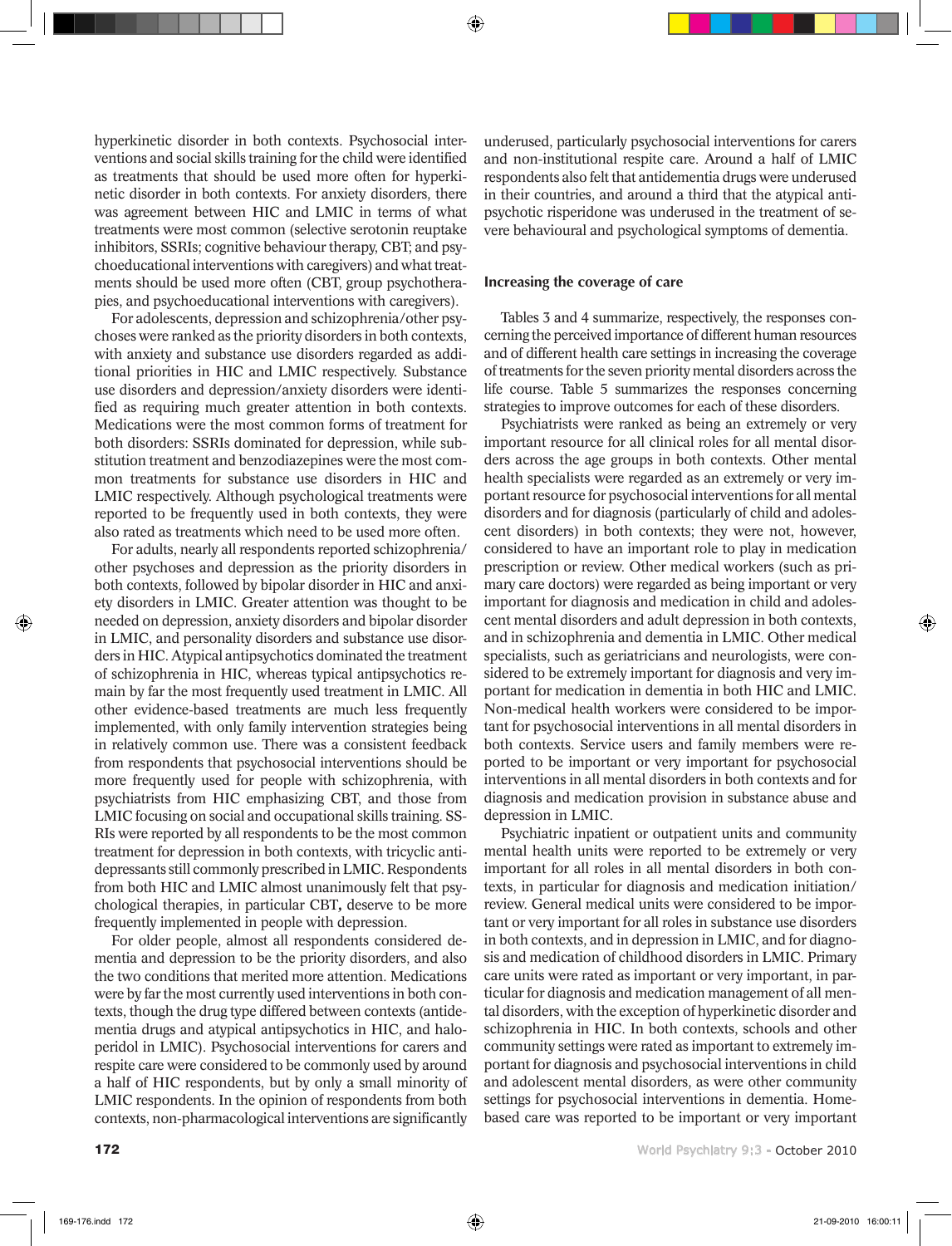hyperkinetic disorder in both contexts. Psychosocial interventions and social skills training for the child were identified as treatments that should be used more often for hyperkinetic disorder in both contexts. For anxiety disorders, there was agreement between HIC and LMIC in terms of what treatments were most common (selective serotonin reuptake inhibitors, SSRIs; cognitive behaviour therapy, CBT; and psychoeducational interventions with caregivers) and what treatments should be used more often (CBT, group psychotherapies, and psychoeducational interventions with caregivers).

For adolescents, depression and schizophrenia/other psychoses were ranked as the priority disorders in both contexts, with anxiety and substance use disorders regarded as additional priorities in HIC and LMIC respectively. Substance use disorders and depression/anxiety disorders were identified as requiring much greater attention in both contexts. Medications were the most common forms of treatment for both disorders: SSRIs dominated for depression, while substitution treatment and benzodiazepines were the most common treatments for substance use disorders in HIC and LMIC respectively. Although psychological treatments were reported to be frequently used in both contexts, they were also rated as treatments which need to be used more often.

For adults, nearly all respondents reported schizophrenia/other psychoses and depression as the priority disorders in both contexts, followed by bipolar disorder in HIC and anxiety disorders in LMIC. Greater attention was thought to be needed on depression, anxiety disorders and bipolar disorder in LMIC, and personality disorders and substance use disorders in HIC. Atypical antipsychotics dominated the treatment of schizophrenia in HIC, whereas typical antipsychotics remain by far the most frequently used treatment in LMIC. All other evidence-based treatments are much less frequently implemented, with only family intervention strategies being in relatively common use. There was a consistent feedback from respondents that psychosocial interventions should be more frequently used for people with schizophrenia, with psychiatrists from HIC emphasizing CBT, and those from LMIC focusing on social and occupational skills training. SSRIs were reported by all respondents to be the most common treatment for depression in both contexts, with tricyclic antidepressants still commonly prescribed in LMIC. Respondents from both HIC and LMIC almost unanimously felt that psychological therapies, in particular CBT, deserve to be more frequently implemented in people with depression.

For older people, almost all respondents considered dementia and depression to be the priority disorders, and also the two conditions that merited more attention. Medications were by far the most currently used interventions in both contexts, though the drug type differed between contexts (antidementia drugs and atypical antipsychotics in HIC, and haloperidol in LMIC). Psychosocial interventions for carers and respite care were considered to be commonly used by around a half of HIC respondents, but by only a small minority of LMIC respondents. In the opinion of respondents from both contexts, non-pharmacological interventions are significantly underused, particularly psychosocial interventions for carers and non-institutional respite care. Around a half of LMIC respondents also felt that antidementia drugs were underused in their countries, and around a third that the atypical antipsychotic risperidone was underused in the treatment of severe behavioural and psychological symptoms of dementia.

## Increasing the coverage of care

Tables 3 and 4 summarize, respectively, the responses concerning the perceived importance of different human resources and of different health care settings in increasing the coverage of treatments for the seven priority mental disorders across the life course. Table 5 summarizes the responses concerning strategies to improve outcomes for each of these disorders.

Psychiatrists were ranked as being an extremely or very important resource for all clinical roles for all mental disorders across the age groups in both contexts. Other mental health specialists were regarded as an extremely or very important resource for psychosocial interventions for all mental disorders and for diagnosis (particularly of child and adolescent disorders) in both contexts; they were not, however, considered to have an important role to play in medication prescription or review. Other medical workers (such as primary care doctors) were regarded as being important or very important for diagnosis and medication in child and adolescent mental disorders and adult depression in both contexts, and in schizophrenia and dementia in LMIC. Other medical specialists, such as geriatricians and neurologists, were considered to be extremely important for diagnosis and very important for medication in dementia in both HIC and LMIC. Non-medical health workers were considered to be important for psychosocial interventions in all mental disorders in both contexts. Service users and family members were reported to be important or very important for psychosocial interventions in all mental disorders in both contexts and for diagnosis and medication provision in substance abuse and depression in LMIC.

Psychiatric inpatient or outpatient units and community mental health units were reported to be extremely or very important for all roles in all mental disorders in both contexts, in particular for diagnosis and medication initiation/review. General medical units were considered to be important or very important for all roles in substance use disorders in both contexts, and in depression in LMIC, and for diagnosis and medication of childhood disorders in LMIC. Primary care units were rated as important or very important, in particular for diagnosis and medication management of all mental disorders, with the exception of hyperkinetic disorder and schizophrenia in HIC. In both contexts, schools and other community settings were rated as important to extremely important for diagnosis and psychosocial interventions in child and adolescent mental disorders, as were other community settings for psychosocial interventions in dementia. Home-based care was reported to be important or very important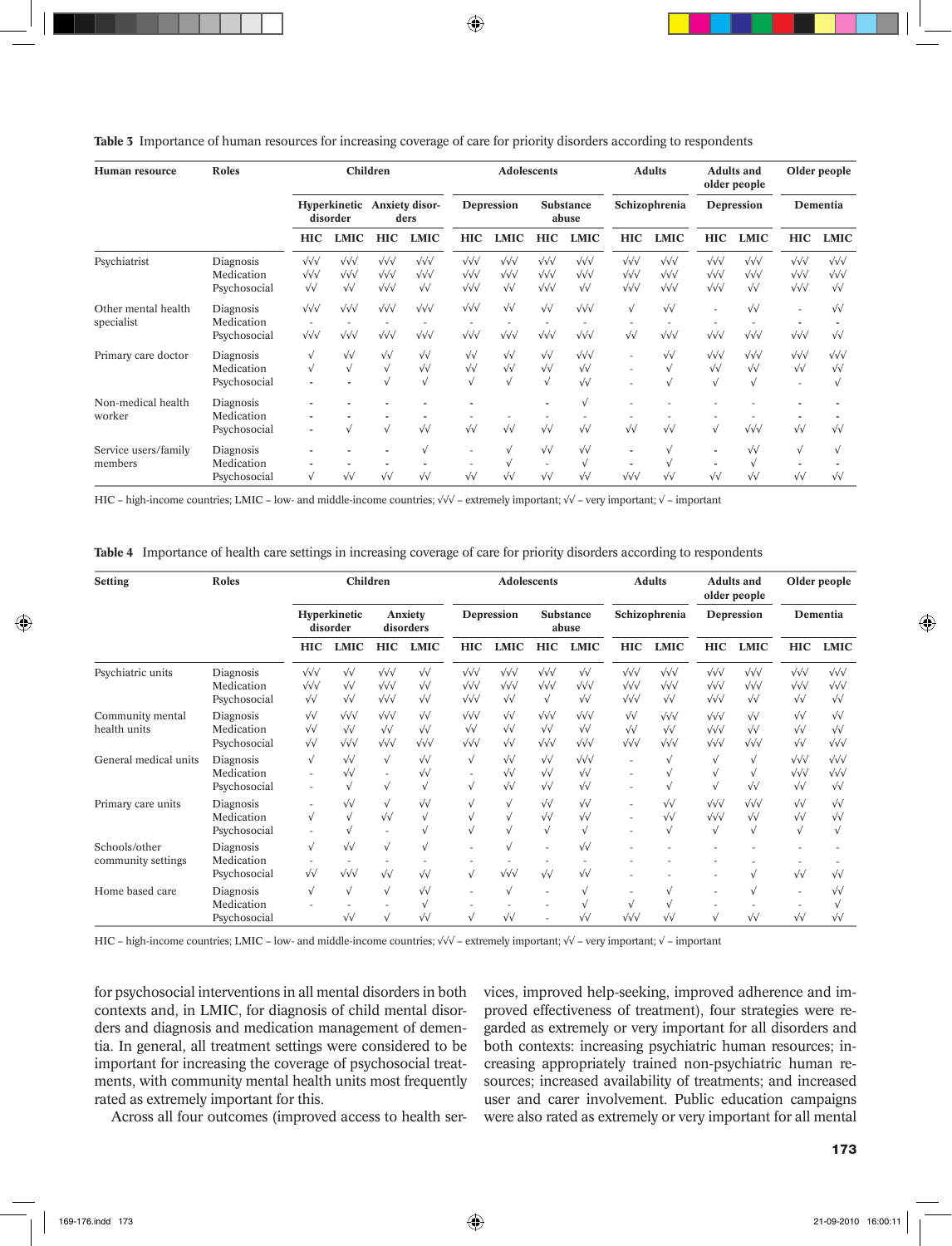**Table 3** Importance of human resources for increasing coverage of care for priority disorders according to respondents

| Human resource | Roles | Children | | | | Adolescents | | | | Adults | | Adults and older people | | Older people | |
|---|---|---|---|---|---|---|---|---|---|---|---|---|---|---|---|
| | | Hyperkinetic disorder | | Anxiety disorders | | Depression | | Substance abuse | | Schizophrenia | | Depression | | Dementia | |
| | | HIC | LMIC | HIC | LMIC | HIC | LMIC | HIC | LMIC | HIC | LMIC | HIC | LMIC | HIC | LMIC |
| Psychiatrist | Diagnosis | √√√ | √√√ | √√√ | √√√ | √√√ | √√√ | √√√ | √√√ | √√√ | √√√ | √√√ | √√√ | √√√ | √√√ |
| | Medication | √√√ | √√√ | √√√ | √√√ | √√√ | √√√ | √√√ | √√√ | √√√ | √√√ | √√√ | √√√ | √√√ | √√√ |
| | Psychosocial | √√ | √√ | √√√ | √√ | √√√ | √√ | √√√ | √√ | √√√ | √√√ | √√√ | √√ | √√√ | √√ |
| Other mental health specialist | Diagnosis | √√√ | √√√ | √√√ | √√√ | √√√ | √√ | √√ | √√√ | √ | √√ | - | √√ | - | √√ |
| | Medication | - | - | - | - | - | - | - | - | - | - | - | - | - | - |
| | Psychosocial | √√√ | √√√ | √√√ | √√√ | √√√ | √√√ | √√√ | √√√ | √√ | √√√ | √√√ | √√√ | √√√ | √√ |
| Primary care doctor | Diagnosis | √ | √√ | √√ | √√ | √√ | √√ | √√ | √√√ | - | √√ | √√√ | √√ | √√√ | √√√ |
| | Medication | √ | √ | √ | √√ | √√ | √√ | √√ | √√ | - | √ | √√ | √√ | √√ | √√ |
| | Psychosocial | - | - | √ | √ | √ | √ | √ | √√ | - | √ | √ | √ | - | √ |
| Non-medical health worker | Diagnosis | - | - | - | - | - | | - | √ | - | - | - | - | - | - |
| | Medication | - | - | - | - | - | - | - | - | - | - | - | - | - | - |
| | Psychosocial | - | √ | √ | √√ | √√ | √√ | √√ | √√ | √√ | √√ | √ | √√√ | √√ | √√ |
| Service users/family members | Diagnosis | - | - | - | √ | - | √ | √√ | √√ | - | √ | - | √√ | √ | √ |
| | Medication | - | - | - | - | - | √ | - | √ | - | √ | - | √ | - | - |
| | Psychosocial | √ | √√ | √√ | √√ | √√ | √√ | √√ | √√ | √√√ | √√ | √√ | √√ | √√ | √√ |

HIC – high-income countries; LMIC – low- and middle-income countries; √√√ – extremely important; √√ – very important; √ – important

**Table 4** Importance of health care settings in increasing coverage of care for priority disorders according to respondents

| Setting | Roles | Children | | | | Adolescents | | | | Adults | | Adults and older people | | Older people | |
|---|---|---|---|---|---|---|---|---|---|---|---|---|---|---|---|
| | | Hyperkinetic disorder | | Anxiety disorders | | Depression | | Substance abuse | | Schizophrenia | | Depression | | Dementia | |
| | | HIC | LMIC | HIC | LMIC | HIC | LMIC | HIC | LMIC | HIC | LMIC | HIC | LMIC | HIC | LMIC |
| Psychiatric units | Diagnosis | √√√ | √√ | √√√ | √√ | √√√ | √√√ | √√√ | √√ | √√√ | √√√ | √√√ | √√√ | √√√ | √√√ |
| | Medication | √√√ | √√ | √√√ | √√ | √√√ | √√√ | √√√ | √√√ | √√√ | √√√ | √√√ | √√√ | √√√ | √√√ |
| | Psychosocial | √√ | √√ | √√√ | √√ | √√√ | √√ | √ | √√ | √√√ | √√ | √√√ | √√ | √√ | √√ |
| Community mental health units | Diagnosis | √√ | √√√ | √√√ | √√ | √√√ | √√ | √√√ | √√√ | √√ | √√√ | √√√ | √√ | √√ | √√ |
| | Medication | √√ | √√ | √√ | √√ | √√ | √√ | √√ | √√ | √√ | √√ | √√√ | √√ | √√ | √√ |
| | Psychosocial | √√ | √√√ | √√√ | √√√ | √√√ | √√ | √√√ | √√√ | √√√ | √√√ | √√√ | √√√ | √√ | √√√ |
| General medical units | Diagnosis | √ | √√ | √ | √√ | √ | √√ | √√ | √√√ | - | √ | √ | √ | √√√ | √√√ |
| | Medication | - | √√ | - | √√ | - | √√ | √√ | √√ | - | √ | √ | √ | √√√ | √√√ |
| | Psychosocial | - | √ | √ | √ | √ | √√ | √√ | √√ | - | √ | √ | √√ | √√ | √√ |
| Primary care units | Diagnosis | - | √√ | √ | √√ | √ | √ | √√ | √√ | - | √√ | √√√ | √√√ | √√ | √√ |
| | Medication | √ | √ | √√ | √ | √ | √ | √√ | √√ | - | √√ | √√√ | √√ | √√ | √√ |
| | Psychosocial | - | √ | - | √ | √ | √ | √ | √ | - | √ | √ | √ | √ | √ |
| Schools/other community settings | Diagnosis | √ | √√ | √ | √ | - | √ | - | √√ | - | - | - | - | - | - |
| | Medication | - | - | - | - | - | - | - | - | - | - | - | - | - | - |
| | Psychosocial | √√ | √√√ | √√ | √√ | √ | √√√ | √√ | √√ | - | - | - | √ | √√ | √√ |
| Home based care | Diagnosis | √ | √ | √ | √√ | - | √ | - | √ | - | √ | - | √ | - | √√ |
| | Medication | - | - | - | √ | - | - | - | √ | √ | √ | - | - | - | √ |
| | Psychosocial | | √√ | √ | √√ | √ | √√ | - | √√ | √√√ | √√ | √ | √√ | √√ | √√ |

HIC – high-income countries; LMIC – low- and middle-income countries; √√√ – extremely important; √√ – very important; √ – important

for psychosocial interventions in all mental disorders in both contexts and, in LMIC, for diagnosis of child mental disorders and diagnosis and medication management of dementia. In general, all treatment settings were considered to be important for increasing the coverage of psychosocial treatments, with community mental health units most frequently rated as extremely important for this.

Across all four outcomes (improved access to health services, improved help-seeking, improved adherence and improved effectiveness of treatment), four strategies were regarded as extremely or very important for all disorders and both contexts: increasing psychiatric human resources; increasing appropriately trained non-psychiatric human resources; increased availability of treatments; and increased user and carer involvement. Public education campaigns were also rated as extremely or very important for all mental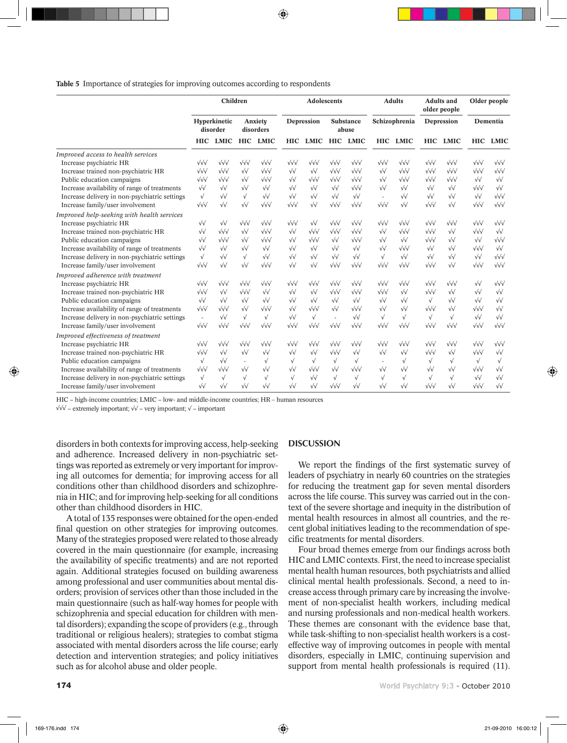**Table 5** Importance of strategies for improving outcomes according to respondents

| | Children | | | | Adolescents | | | | Adults | | Adults and older people | | Older people | |
|---|---|---|---|---|---|---|---|---|---|---|---|---|---|---|
| | Hyperkinetic disorder | | Anxiety disorders | | Depression | | Substance abuse | | Schizophrenia | | Depression | | Dementia | |
| | HIC | LMIC | HIC | LMIC | HIC | LMIC | HIC | LMIC | HIC | LMIC | HIC | LMIC | HIC | LMIC |
| *Improved access to health services* | | | | | | | | | | | | | | |
| Increase psychiatric HR | √√√ | √√√ | √√√ | √√√ | √√√ | √√√ | √√√ | √√√ | √√√ | √√√ | √√√ | √√√ | √√√ | √√√ |
| Increase trained non-psychiatric HR | √√√ | √√√ | √√ | √√√ | √√ | √√ | √√√ | √√√ | √√ | √√√ | √√√ | √√√ | √√√ | √√√ |
| Public education campaigns | √√√ | √√√ | √√ | √√√ | √√ | √√√ | √√√ | √√√ | √√ | √√√ | √√√ | √√√ | √√ | √√ |
| Increase availability of range of treatments | √√ | √√ | √√ | √√ | √√ | √√ | √√ | √√√ | √√ | √√ | √√ | √√ | √√√ | √√ |
| Increase delivery in non-psychiatric settings | √ | √√ | √ | √√ | √√ | √√ | √√ | √√ | - | √√ | √√ | √√ | √√ | √√√ |
| Increase family/user involvement | √√√ | √√ | √√ | √√√ | √√√ | √√ | √√√ | √√√ | √√√ | √√ | √√√ | √√ | √√√ | √√√ |
| *Improved help-seeking with health services* | | | | | | | | | | | | | | |
| Increase psychiatric HR | √√ | √√ | √√√ | √√√ | √√√ | √√ | √√√ | √√√ | √√√ | √√√ | √√√ | √√√ | √√√ | √√√ |
| Increase trained non-psychiatric HR | √√ | √√√ | √√ | √√√ | √√ | √√√ | √√√ | √√√ | √√ | √√√ | √√√ | √√ | √√√ | √√ |
| Public education campaigns | √√ | √√√ | √√ | √√√ | √√ | √√√ | √√ | √√√ | √√ | √√ | √√√ | √√ | √√ | √√√ |
| Increase availability of range of treatments | √√ | √√ | √√ | √√ | √√ | √√ | √√ | √√ | √√ | √√√ | √√ | √√ | √√√ | √√ |
| Increase delivery in non-psychiatric settings | √ | √√ | √ | √√ | √√ | √√ | √√ | √√ | √ | √√ | √√ | √√ | √√ | √√√ |
| Increase family/user involvement | √√√ | √√ | √√ | √√√ | √√ | √√ | √√√ | √√√ | √√√ | √√√ | √√√ | √√ | √√√ | √√√ |
| *Improved adherence with treatment* | | | | | | | | | | | | | | |
| Increase psychiatric HR | √√√ | √√√ | √√√ | √√√ | √√√ | √√√ | √√√ | √√√ | √√√ | √√√ | √√√ | √√√ | √√ | √√√ |
| Increase trained non-psychiatric HR | √√√ | √√ | √√√ | √√ | √√ | √√ | √√√ | √√√ | √√√ | √√ | √√√ | √√ | √√ | √√ |
| Public education campaigns | √√ | √√ | √√ | √√ | √√ | √√ | √√ | √√ | √√ | √√ | √ | √√ | √√ | √√ |
| Increase availability of range of treatments | √√√ | √√√ | √√ | √√√ | √√ | √√√ | √√ | √√√ | √√ | √√ | √√√ | √√ | √√√ | √√ |
| Increase delivery in non-psychiatric settings | - | √√ | √ | √ | √√ | √ | - | √√ | √ | √ | √ | √ | √√ | √√ |
| Increase family/user involvement | √√√ | √√√ | √√√ | √√√ | √√√ | √√√ | √√√ | √√√ | √√√ | √√√ | √√√ | √√√ | √√√ | √√√ |
| *Improved effectiveness of treatment* | | | | | | | | | | | | | | |
| Increase psychiatric HR | √√√ | √√√ | √√√ | √√√ | √√√ | √√√ | √√√ | √√√ | √√√ | √√√ | √√√ | √√√ | √√√ | √√√ |
| Increase trained non-psychiatric HR | √√√ | √√ | √√ | √√ | √√ | √√ | √√√ | √√ | √√ | √√ | √√√ | √√ | √√√ | √√ |
| Public education campaigns | √ | √√ | - | √ | √ | √ | √ | √ | - | √ | √ | √ | √ | √ |
| Increase availability of range of treatments | √√√ | √√√ | √√ | √√ | √√ | √√√ | √√ | √√√ | √√ | √√ | √√ | √√ | √√√ | √√ |
| Increase delivery in non-psychiatric settings | √ | √√ | √ | √ | √ | √√ | √ | √ | √ | √ | √ | √ | √√ | √√ |
| Increase family/user involvement | √√ | √√ | √√ | √√ | √√ | √√ | √√√ | √√ | √√ | √√ | √√√ | √√ | √√√ | √√ |

HIC – high-income countries; LMIC – low- and middle-income countries; HR – human resources
√√√ – extremely important; √√ – very important; √ – important

disorders in both contexts for improving access, help-seeking and adherence. Increased delivery in non-psychiatric settings was reported as extremely or very important for improving all outcomes for dementia; for improving access for all conditions other than childhood disorders and schizophrenia in HIC; and for improving help-seeking for all conditions other than childhood disorders in HIC.

A total of 135 responses were obtained for the open-ended final question on other strategies for improving outcomes. Many of the strategies proposed were related to those already covered in the main questionnaire (for example, increasing the availability of specific treatments) and are not reported again. Additional strategies focused on building awareness among professional and user communities about mental disorders; provision of services other than those included in the main questionnaire (such as half-way homes for people with schizophrenia and special education for children with mental disorders); expanding the scope of providers (e.g., through traditional or religious healers); strategies to combat stigma associated with mental disorders across the life course; early detection and intervention strategies; and policy initiatives such as for alcohol abuse and older people.

## DISCUSSION

We report the findings of the first systematic survey of leaders of psychiatry in nearly 60 countries on the strategies for reducing the treatment gap for seven mental disorders across the life course. This survey was carried out in the context of the severe shortage and inequity in the distribution of mental health resources in almost all countries, and the recent global initiatives leading to the recommendation of specific treatments for mental disorders.

Four broad themes emerge from our findings across both HIC and LMIC contexts. First, the need to increase specialist mental health human resources, both psychiatrists and allied clinical mental health professionals. Second, a need to increase access through primary care by increasing the involvement of non-specialist health workers, including medical and nursing professionals and non-medical health workers. These themes are consonant with the evidence base that, while task-shifting to non-specialist health workers is a cost-effective way of improving outcomes in people with mental disorders, especially in LMIC, continuing supervision and support from mental health professionals is required (11).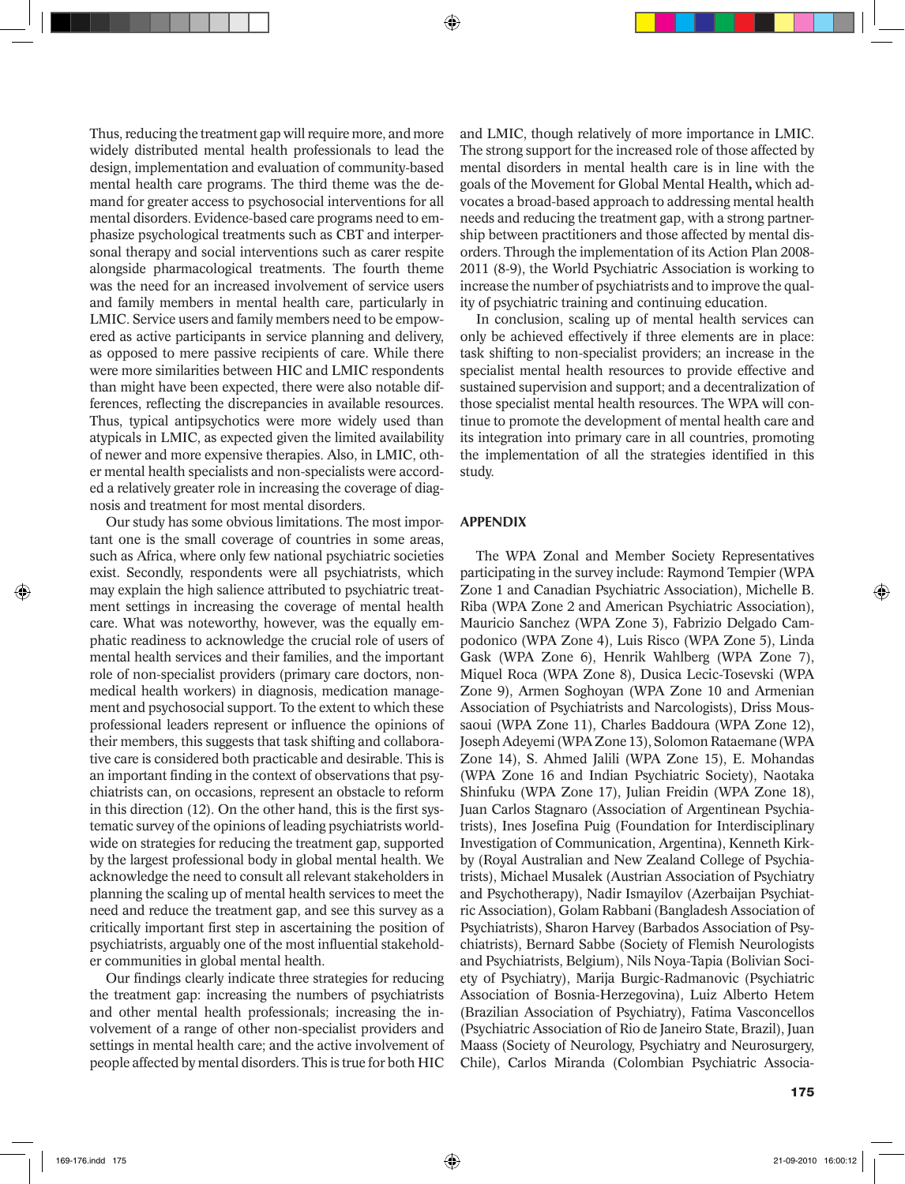Thus, reducing the treatment gap will require more, and more widely distributed mental health professionals to lead the design, implementation and evaluation of community-based mental health care programs. The third theme was the demand for greater access to psychosocial interventions for all mental disorders. Evidence-based care programs need to emphasize psychological treatments such as CBT and interpersonal therapy and social interventions such as carer respite alongside pharmacological treatments. The fourth theme was the need for an increased involvement of service users and family members in mental health care, particularly in LMIC. Service users and family members need to be empowered as active participants in service planning and delivery, as opposed to mere passive recipients of care. While there were more similarities between HIC and LMIC respondents than might have been expected, there were also notable differences, reflecting the discrepancies in available resources. Thus, typical antipsychotics were more widely used than atypicals in LMIC, as expected given the limited availability of newer and more expensive therapies. Also, in LMIC, other mental health specialists and non-specialists were accorded a relatively greater role in increasing the coverage of diagnosis and treatment for most mental disorders.

Our study has some obvious limitations. The most important one is the small coverage of countries in some areas, such as Africa, where only few national psychiatric societies exist. Secondly, respondents were all psychiatrists, which may explain the high salience attributed to psychiatric treatment settings in increasing the coverage of mental health care. What was noteworthy, however, was the equally emphatic readiness to acknowledge the crucial role of users of mental health services and their families, and the important role of non-specialist providers (primary care doctors, non-medical health workers) in diagnosis, medication management and psychosocial support. To the extent to which these professional leaders represent or influence the opinions of their members, this suggests that task shifting and collaborative care is considered both practicable and desirable. This is an important finding in the context of observations that psychiatrists can, on occasions, represent an obstacle to reform in this direction (12). On the other hand, this is the first systematic survey of the opinions of leading psychiatrists worldwide on strategies for reducing the treatment gap, supported by the largest professional body in global mental health. We acknowledge the need to consult all relevant stakeholders in planning the scaling up of mental health services to meet the need and reduce the treatment gap, and see this survey as a critically important first step in ascertaining the position of psychiatrists, arguably one of the most influential stakeholder communities in global mental health.

Our findings clearly indicate three strategies for reducing the treatment gap: increasing the numbers of psychiatrists and other mental health professionals; increasing the involvement of a range of other non-specialist providers and settings in mental health care; and the active involvement of people affected by mental disorders. This is true for both HIC and LMIC, though relatively of more importance in LMIC. The strong support for the increased role of those affected by mental disorders in mental health care is in line with the goals of the Movement for Global Mental Health**,** which advocates a broad-based approach to addressing mental health needs and reducing the treatment gap, with a strong partnership between practitioners and those affected by mental disorders. Through the implementation of its Action Plan 2008-2011 (8-9), the World Psychiatric Association is working to increase the number of psychiatrists and to improve the quality of psychiatric training and continuing education.

In conclusion, scaling up of mental health services can only be achieved effectively if three elements are in place: task shifting to non-specialist providers; an increase in the specialist mental health resources to provide effective and sustained supervision and support; and a decentralization of those specialist mental health resources. The WPA will continue to promote the development of mental health care and its integration into primary care in all countries, promoting the implementation of all the strategies identified in this study.

## APPENDIX

The WPA Zonal and Member Society Representatives participating in the survey include: Raymond Tempier (WPA Zone 1 and Canadian Psychiatric Association), Michelle B. Riba (WPA Zone 2 and American Psychiatric Association), Mauricio Sanchez (WPA Zone 3), Fabrizio Delgado Campodonico (WPA Zone 4), Luis Risco (WPA Zone 5), Linda Gask (WPA Zone 6), Henrik Wahlberg (WPA Zone 7), Miquel Roca (WPA Zone 8), Dusica Lecic-Tosevski (WPA Zone 9), Armen Soghoyan (WPA Zone 10 and Armenian Association of Psychiatrists and Narcologists), Driss Moussaoui (WPA Zone 11), Charles Baddoura (WPA Zone 12), Joseph Adeyemi (WPA Zone 13), Solomon Rataemane (WPA Zone 14), S. Ahmed Jalili (WPA Zone 15), E. Mohandas (WPA Zone 16 and Indian Psychiatric Society), Naotaka Shinfuku (WPA Zone 17), Julian Freidin (WPA Zone 18), Juan Carlos Stagnaro (Association of Argentinean Psychiatrists), Ines Josefina Puig (Foundation for Interdisciplinary Investigation of Communication, Argentina), Kenneth Kirkby (Royal Australian and New Zealand College of Psychiatrists), Michael Musalek (Austrian Association of Psychiatry and Psychotherapy), Nadir Ismayilov (Azerbaijan Psychiatric Association), Golam Rabbani (Bangladesh Association of Psychiatrists), Sharon Harvey (Barbados Association of Psychiatrists), Bernard Sabbe (Society of Flemish Neurologists and Psychiatrists, Belgium), Nils Noya-Tapia (Bolivian Society of Psychiatry), Marija Burgic-Radmanovic (Psychiatric Association of Bosnia-Herzegovina), Luiz Alberto Hetem (Brazilian Association of Psychiatry), Fatima Vasconcellos (Psychiatric Association of Rio de Janeiro State, Brazil), Juan Maass (Society of Neurology, Psychiatry and Neurosurgery, Chile), Carlos Miranda (Colombian Psychiatric Associa-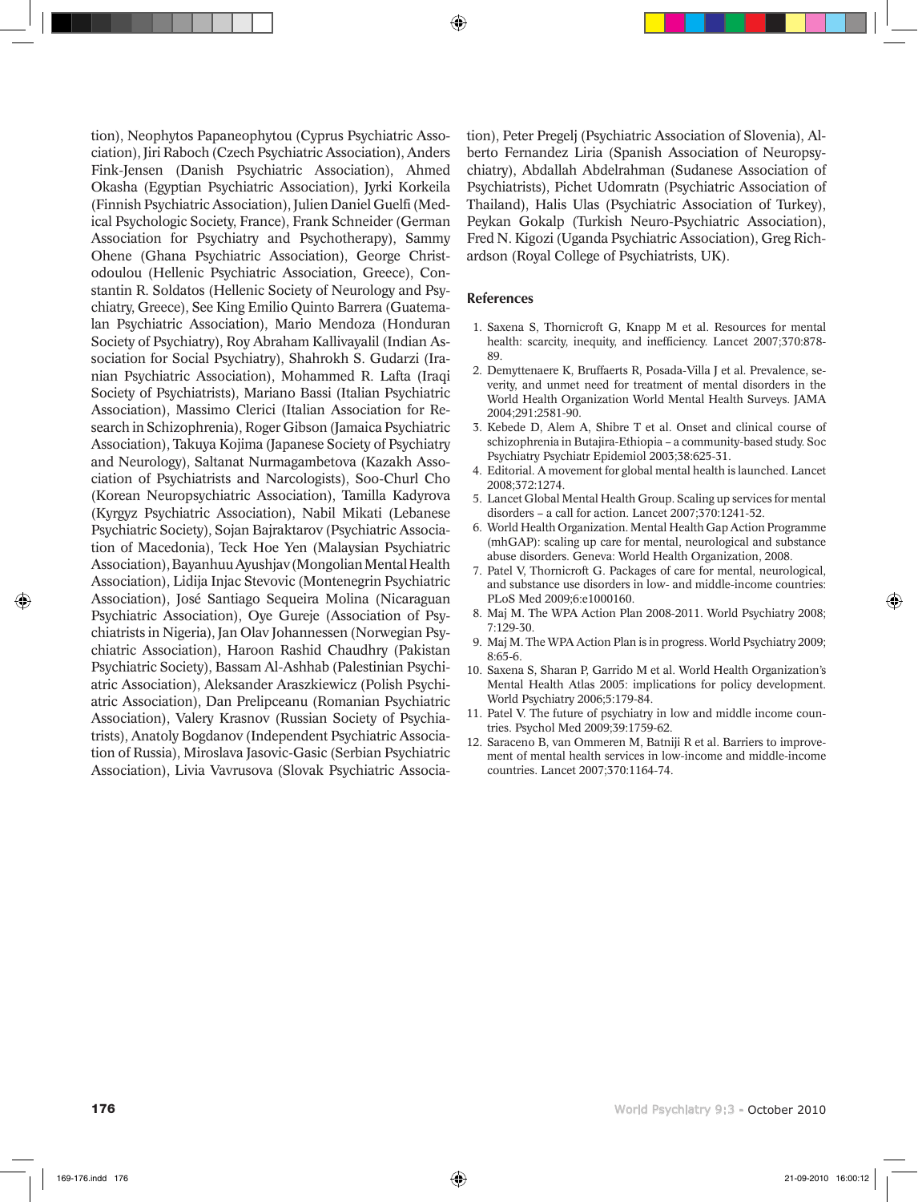tion), Neophytos Papaneophytou (Cyprus Psychiatric Association), Jiri Raboch (Czech Psychiatric Association), Anders Fink-Jensen (Danish Psychiatric Association), Ahmed Okasha (Egyptian Psychiatric Association), Jyrki Korkeila (Finnish Psychiatric Association), Julien Daniel Guelfi (Medical Psychologic Society, France), Frank Schneider (German Association for Psychiatry and Psychotherapy), Sammy Ohene (Ghana Psychiatric Association), George Christodoulou (Hellenic Psychiatric Association, Greece), Constantin R. Soldatos (Hellenic Society of Neurology and Psychiatry, Greece), See King Emilio Quinto Barrera (Guatemalan Psychiatric Association), Mario Mendoza (Honduran Society of Psychiatry), Roy Abraham Kallivayalil (Indian Association for Social Psychiatry), Shahrokh S. Gudarzi (Iranian Psychiatric Association), Mohammed R. Lafta (Iraqi Society of Psychiatrists), Mariano Bassi (Italian Psychiatric Association), Massimo Clerici (Italian Association for Research in Schizophrenia), Roger Gibson (Jamaica Psychiatric Association), Takuya Kojima (Japanese Society of Psychiatry and Neurology), Saltanat Nurmagambetova (Kazakh Association of Psychiatrists and Narcologists), Soo-Churl Cho (Korean Neuropsychiatric Association), Tamilla Kadyrova (Kyrgyz Psychiatric Association), Nabil Mikati (Lebanese Psychiatric Society), Sojan Bajraktarov (Psychiatric Association of Macedonia), Teck Hoe Yen (Malaysian Psychiatric Association), Bayanhuu Ayushjav (Mongolian Mental Health Association), Lidija Injac Stevovic (Montenegrin Psychiatric Association), José Santiago Sequeira Molina (Nicaraguan Psychiatric Association), Oye Gureje (Association of Psychiatrists in Nigeria), Jan Olav Johannessen (Norwegian Psychiatric Association), Haroon Rashid Chaudhry (Pakistan Psychiatric Society), Bassam Al-Ashhab (Palestinian Psychiatric Association), Aleksander Araszkiewicz (Polish Psychiatric Association), Dan Prelipceanu (Romanian Psychiatric Association), Valery Krasnov (Russian Society of Psychiatrists), Anatoly Bogdanov (Independent Psychiatric Association of Russia), Miroslava Jasovic-Gasic (Serbian Psychiatric Association), Livia Vavrusova (Slovak Psychiatric Association), Peter Pregelj (Psychiatric Association of Slovenia), Alberto Fernandez Liria (Spanish Association of Neuropsychiatry), Abdallah Abdelrahman (Sudanese Association of Psychiatrists), Pichet Udomratn (Psychiatric Association of Thailand), Halis Ulas (Psychiatric Association of Turkey), Peykan Gokalp (Turkish Neuro-Psychiatric Association), Fred N. Kigozi (Uganda Psychiatric Association), Greg Richardson (Royal College of Psychiatrists, UK).

## References

1. Saxena S, Thornicroft G, Knapp M et al. Resources for mental health: scarcity, inequity, and inefficiency. Lancet 2007;370:878-89.
2. Demyttenaere K, Bruffaerts R, Posada-Villa J et al. Prevalence, severity, and unmet need for treatment of mental disorders in the World Health Organization World Mental Health Surveys. JAMA 2004;291:2581-90.
3. Kebede D, Alem A, Shibre T et al. Onset and clinical course of schizophrenia in Butajira-Ethiopia – a community-based study. Soc Psychiatry Psychiatr Epidemiol 2003;38:625-31.
4. Editorial. A movement for global mental health is launched. Lancet 2008;372:1274.
5. Lancet Global Mental Health Group. Scaling up services for mental disorders – a call for action. Lancet 2007;370:1241-52.
6. World Health Organization. Mental Health Gap Action Programme (mhGAP): scaling up care for mental, neurological and substance abuse disorders. Geneva: World Health Organization, 2008.
7. Patel V, Thornicroft G. Packages of care for mental, neurological, and substance use disorders in low- and middle-income countries: PLoS Med 2009;6:e1000160.
8. Maj M. The WPA Action Plan 2008-2011. World Psychiatry 2008; 7:129-30.
9. Maj M. The WPA Action Plan is in progress. World Psychiatry 2009; 8:65-6.
10. Saxena S, Sharan P, Garrido M et al. World Health Organization's Mental Health Atlas 2005: implications for policy development. World Psychiatry 2006;5:179-84.
11. Patel V. The future of psychiatry in low and middle income countries. Psychol Med 2009;39:1759-62.
12. Saraceno B, van Ommeren M, Batniji R et al. Barriers to improvement of mental health services in low-income and middle-income countries. Lancet 2007;370:1164-74.